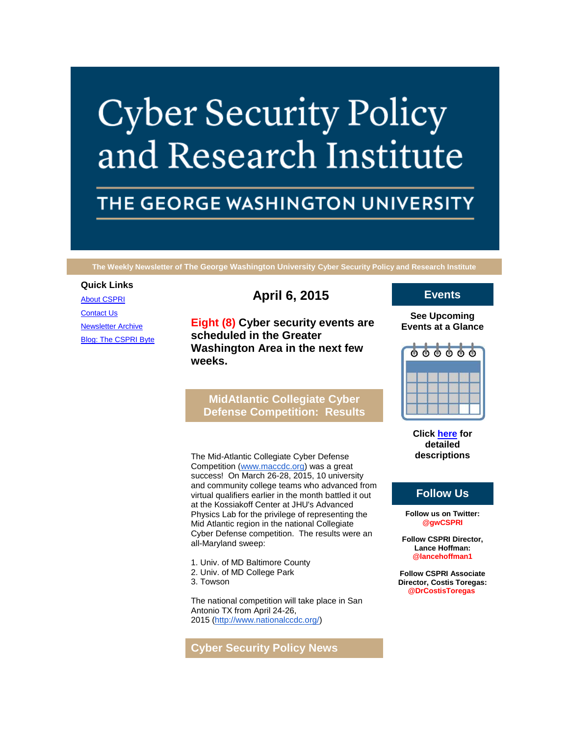# Cyber Security Policy and Research Institute

## THE GEORGE WASHINGTON UNIVERSITY

**The Weekly Newsletter of The George Washington University Cyber Security Policy and Research Institute**

**Quick Links**

[About CSPRI](#)

[Contact Us](#)

[Newsletter Archive](#)

[Blog: The CSPRI Byte](#)

## April 6, 2015

**Eight (8) Cyber security events are scheduled in the Greater Washington Area in the next few weeks.**

## MidAtlantic Collegiate Cyber Defense Competition: Results

The Mid-Atlantic Collegiate Cyber Defense Competition (www.maccdc.org) was a great success! On March 26-28, 2015, 10 university and community college teams who advanced from virtual qualifiers earlier in the month battled it out at the Kossiakoff Center at JHU's Advanced Physics Lab for the privilege of representing the Mid Atlantic region in the national Collegiate Cyber Defense competition. The results were an all-Maryland sweep:

1. Univ. of MD Baltimore County
2. Univ. of MD College Park
3. Towson

The national competition will take place in San Antonio TX from April 24-26, 2015 (http://www.nationalccdc.org/)

## Cyber Security Policy News

## Events

**See Upcoming Events at a Glance**

**Click here for detailed descriptions**

## Follow Us

**Follow us on Twitter: @gwCSPRI**

**Follow CSPRI Director, Lance Hoffman: @lancehoffman1**

**Follow CSPRI Associate Director, Costis Toregas: @DrCostisToregas**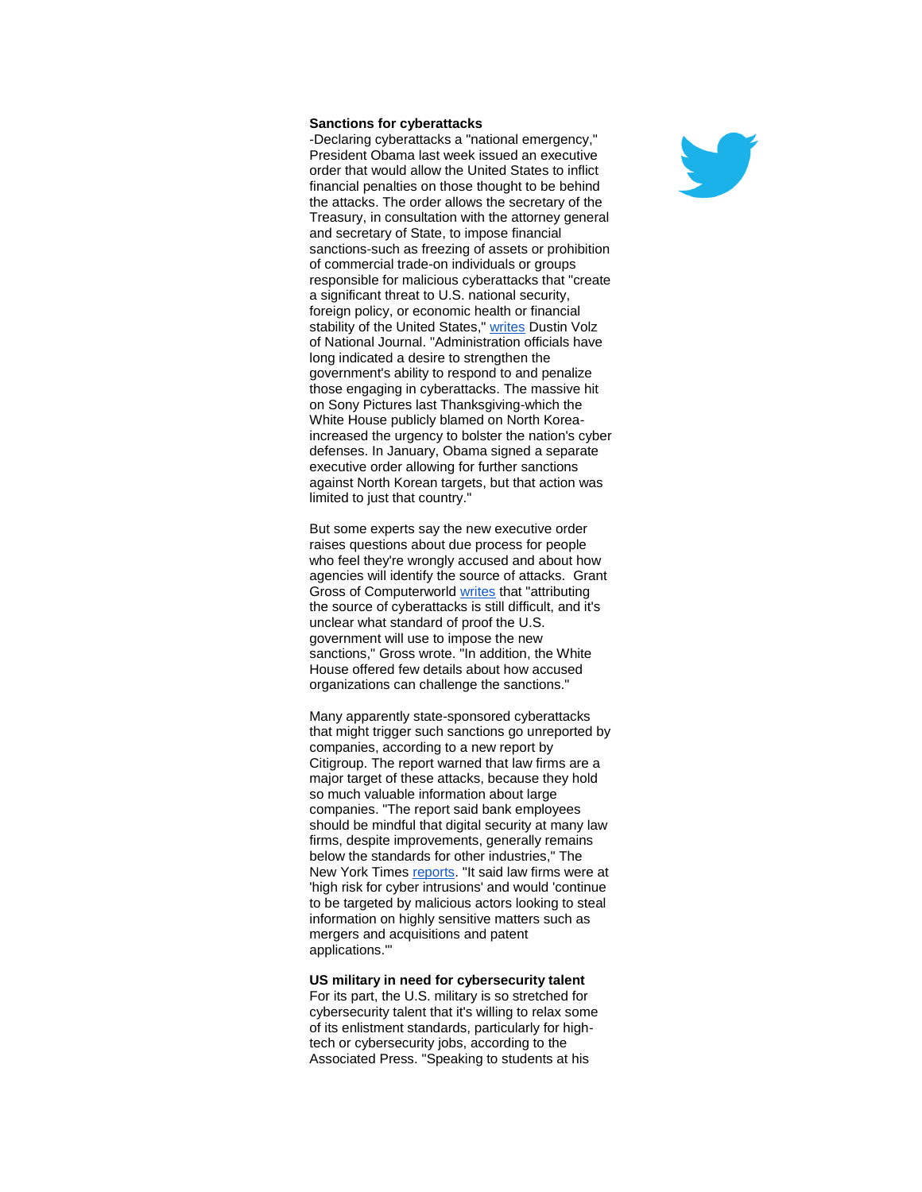**Sanctions for cyberattacks**

-Declaring cyberattacks a "national emergency," President Obama last week issued an executive order that would allow the United States to inflict financial penalties on those thought to be behind the attacks. The order allows the secretary of the Treasury, in consultation with the attorney general and secretary of State, to impose financial sanctions-such as freezing of assets or prohibition of commercial trade-on individuals or groups responsible for malicious cyberattacks that "create a significant threat to U.S. national security, foreign policy, or economic health or financial stability of the United States," writes Dustin Volz of National Journal. "Administration officials have long indicated a desire to strengthen the government's ability to respond to and penalize those engaging in cyberattacks. The massive hit on Sony Pictures last Thanksgiving-which the White House publicly blamed on North Korea-increased the urgency to bolster the nation's cyber defenses. In January, Obama signed a separate executive order allowing for further sanctions against North Korean targets, but that action was limited to just that country."

But some experts say the new executive order raises questions about due process for people who feel they're wrongly accused and about how agencies will identify the source of attacks. Grant Gross of Computerworld writes that "attributing the source of cyberattacks is still difficult, and it's unclear what standard of proof the U.S. government will use to impose the new sanctions," Gross wrote. "In addition, the White House offered few details about how accused organizations can challenge the sanctions."

Many apparently state-sponsored cyberattacks that might trigger such sanctions go unreported by companies, according to a new report by Citigroup. The report warned that law firms are a major target of these attacks, because they hold so much valuable information about large companies. "The report said bank employees should be mindful that digital security at many law firms, despite improvements, generally remains below the standards for other industries," The New York Times reports. "It said law firms were at 'high risk for cyber intrusions' and would 'continue to be targeted by malicious actors looking to steal information on highly sensitive matters such as mergers and acquisitions and patent applications.'"

**US military in need for cybersecurity talent**

For its part, the U.S. military is so stretched for cybersecurity talent that it's willing to relax some of its enlistment standards, particularly for high-tech or cybersecurity jobs, according to the Associated Press. "Speaking to students at his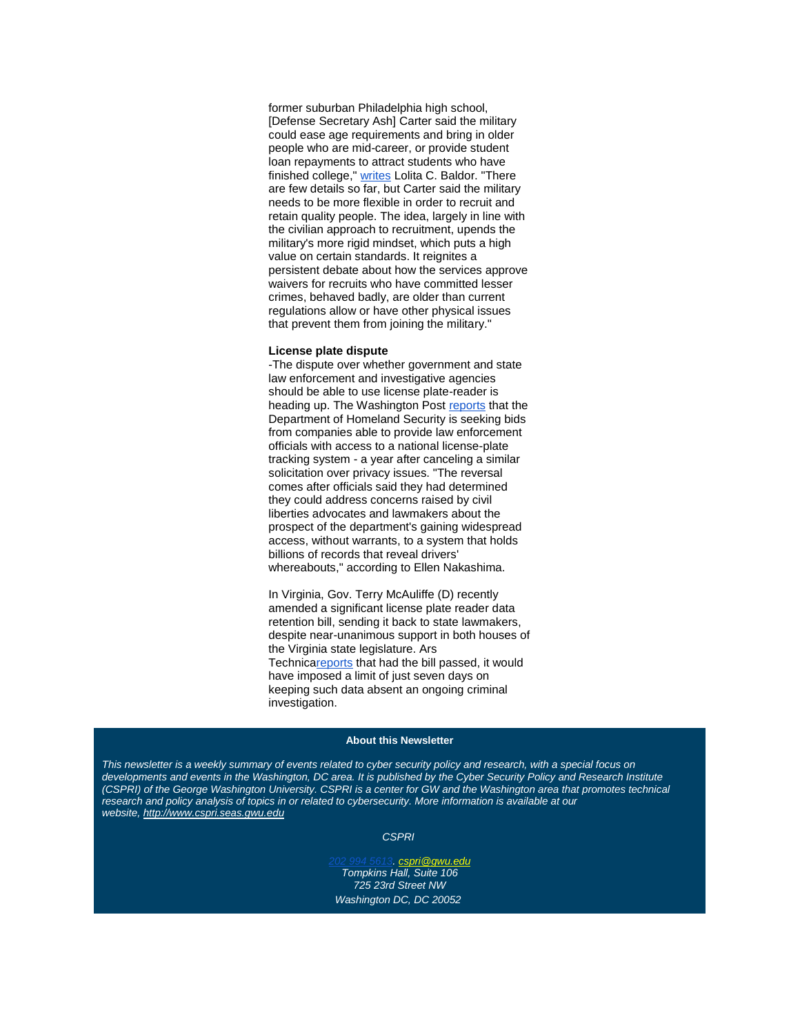former suburban Philadelphia high school, [Defense Secretary Ash] Carter said the military could ease age requirements and bring in older people who are mid-career, or provide student loan repayments to attract students who have finished college," writes Lolita C. Baldor. "There are few details so far, but Carter said the military needs to be more flexible in order to recruit and retain quality people. The idea, largely in line with the civilian approach to recruitment, upends the military's more rigid mindset, which puts a high value on certain standards. It reignites a persistent debate about how the services approve waivers for recruits who have committed lesser crimes, behaved badly, are older than current regulations allow or have other physical issues that prevent them from joining the military."

**License plate dispute**

-The dispute over whether government and state law enforcement and investigative agencies should be able to use license plate-reader is heading up. The Washington Post reports that the Department of Homeland Security is seeking bids from companies able to provide law enforcement officials with access to a national license-plate tracking system - a year after canceling a similar solicitation over privacy issues. "The reversal comes after officials said they had determined they could address concerns raised by civil liberties advocates and lawmakers about the prospect of the department's gaining widespread access, without warrants, to a system that holds billions of records that reveal drivers' whereabouts," according to Ellen Nakashima.

In Virginia, Gov. Terry McAuliffe (D) recently amended a significant license plate reader data retention bill, sending it back to state lawmakers, despite near-unanimous support in both houses of the Virginia state legislature. Ars Technicareports that had the bill passed, it would have imposed a limit of just seven days on keeping such data absent an ongoing criminal investigation.

**About this Newsletter**

*This newsletter is a weekly summary of events related to cyber security policy and research, with a special focus on developments and events in the Washington, DC area. It is published by the Cyber Security Policy and Research Institute (CSPRI) of the George Washington University. CSPRI is a center for GW and the Washington area that promotes technical research and policy analysis of topics in or related to cybersecurity. More information is available at our website, http://www.cspri.seas.gwu.edu*

*CSPRI*

*202 994 5613, cspri@gwu.edu*
*Tompkins Hall, Suite 106*
*725 23rd Street NW*
*Washington DC, DC 20052*